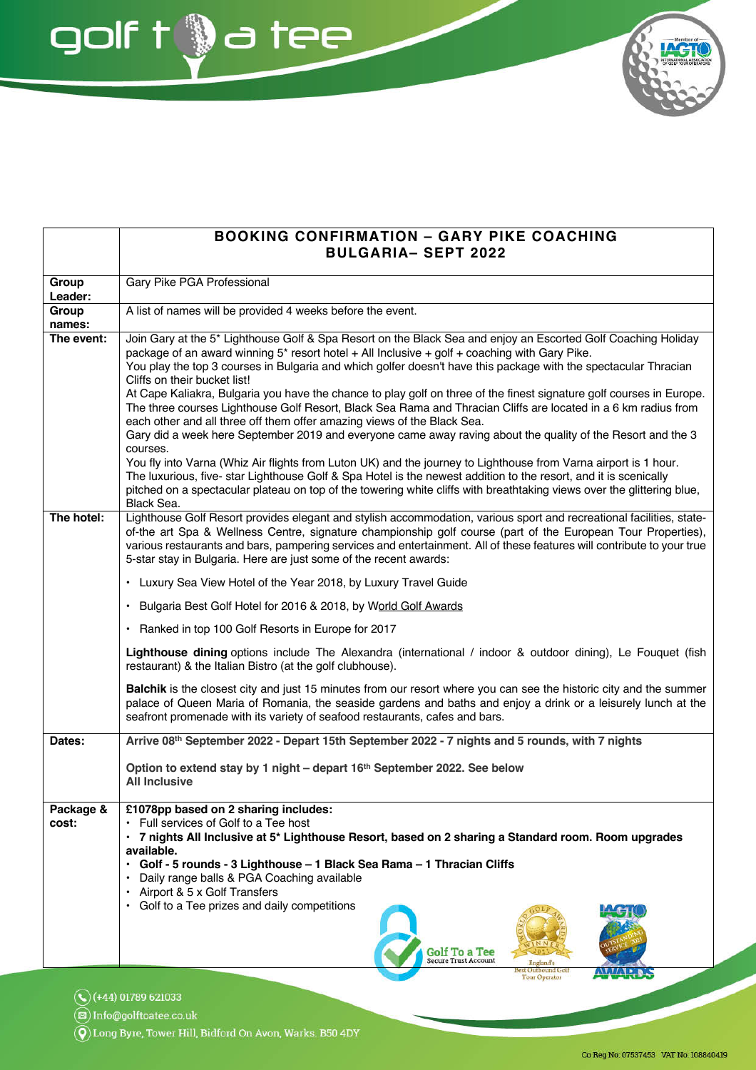| | **BOOKING CONFIRMATION – GARY PIKE COACHING BULGARIA– SEPT 2022** |
|---|---|
| **Group Leader:** | Gary Pike PGA Professional |
| **Group names:** | A list of names will be provided 4 weeks before the event. |
| **The event:** | Join Gary at the 5* Lighthouse Golf & Spa Resort on the Black Sea and enjoy an Escorted Golf Coaching Holiday package of an award winning 5* resort hotel + All Inclusive + golf + coaching with Gary Pike.<br>You play the top 3 courses in Bulgaria and which golfer doesn't have this package with the spectacular Thracian Cliffs on their bucket list!<br>At Cape Kaliakra, Bulgaria you have the chance to play golf on three of the finest signature golf courses in Europe. The three courses Lighthouse Golf Resort, Black Sea Rama and Thracian Cliffs are located in a 6 km radius from each other and all three off them offer amazing views of the Black Sea.<br>Gary did a week here September 2019 and everyone came away raving about the quality of the Resort and the 3 courses.<br>You fly into Varna (Whiz Air flights from Luton UK) and the journey to Lighthouse from Varna airport is 1 hour.<br>The luxurious, five- star Lighthouse Golf & Spa Hotel is the newest addition to the resort, and it is scenically pitched on a spectacular plateau on top of the towering white cliffs with breathtaking views over the glittering blue, Black Sea. |
| **The hotel:** | Lighthouse Golf Resort provides elegant and stylish accommodation, various sport and recreational facilities, state-of-the art Spa & Wellness Centre, signature championship golf course (part of the European Tour Properties), various restaurants and bars, pampering services and entertainment. All of these features will contribute to your true 5-star stay in Bulgaria. Here are just some of the recent awards:<br>• Luxury Sea View Hotel of the Year 2018, by Luxury Travel Guide<br>• Bulgaria Best Golf Hotel for 2016 & 2018, by World Golf Awards<br>• Ranked in top 100 Golf Resorts in Europe for 2017<br>**Lighthouse dining** options include The Alexandra (international / indoor & outdoor dining), Le Fouquet (fish restaurant) & the Italian Bistro (at the golf clubhouse).<br>**Balchik** is the closest city and just 15 minutes from our resort where you can see the historic city and the summer palace of Queen Maria of Romania, the seaside gardens and baths and enjoy a drink or a leisurely lunch at the seafront promenade with its variety of seafood restaurants, cafes and bars. |
| **Dates:** | **Arrive 08th September 2022 - Depart 15th September 2022 - 7 nights and 5 rounds, with 7 nights**<br>**Option to extend stay by 1 night – depart 16th September 2022. See below**<br>**All Inclusive** |
| **Package & cost:** | **£1078pp based on 2 sharing includes:**<br>• Full services of Golf to a Tee host<br>• **7 nights All Inclusive at 5* Lighthouse Resort, based on 2 sharing a Standard room. Room upgrades available.**<br>• **Golf - 5 rounds - 3 Lighthouse – 1 Black Sea Rama – 1 Thracian Cliffs**<br>• Daily range balls & PGA Coaching available<br>• Airport & 5 x Golf Transfers<br>• Golf to a Tee prizes and daily competitions |

(+44) 01789 621033
Info@golftoatee.co.uk
Long Byre, Tower Hill, Bidford On Avon, Warks. B50 4DY

Co Reg No: 07537453 VAT No: 108840419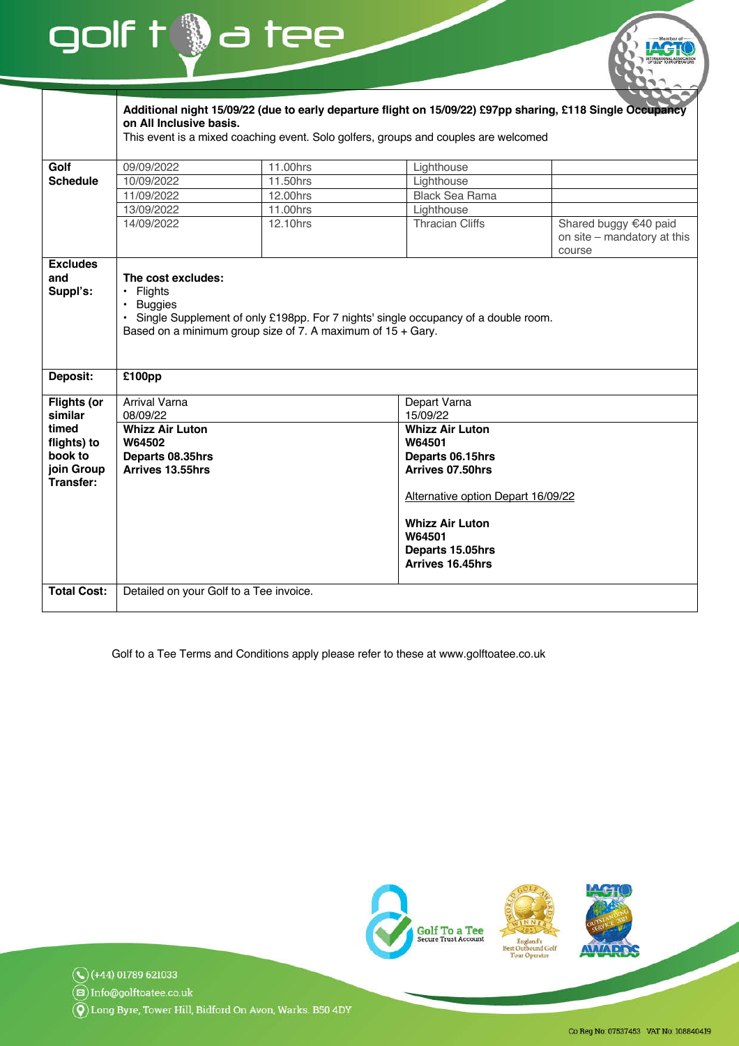| | | | | |
|---|---|---|---|---|
| | **Additional night 15/09/22 (due to early departure flight on 15/09/22) £97pp sharing, £118 Single Occupancy on All Inclusive basis.**<br>This event is a mixed coaching event. Solo golfers, groups and couples are welcomed | | | |
| **Golf Schedule** | 09/09/2022 | 11.00hrs | Lighthouse | |
| | 10/09/2022 | 11.50hrs | Lighthouse | |
| | 11/09/2022 | 12.00hrs | Black Sea Rama | |
| | 13/09/2022 | 11.00hrs | Lighthouse | |
| | 14/09/2022 | 12.10hrs | Thracian Cliffs | Shared buggy €40 paid on site – mandatory at this course |
| **Excludes and Suppl's:** | **The cost excludes:**<br>• Flights<br>• Buggies<br>• Single Supplement of only £198pp. For 7 nights' single occupancy of a double room.<br>Based on a minimum group size of 7. A maximum of 15 + Gary. | | | |
| **Deposit:** | **£100pp** | | | |
| **Flights (or similar timed flights) to book to join Group Transfer:** | Arrival Varna<br>08/09/22<br>**Whizz Air Luton**<br>**W64502**<br>**Departs 08.35hrs**<br>**Arrives 13.55hrs** | | Depart Varna<br>15/09/22<br>**Whizz Air Luton**<br>**W64501**<br>**Departs 06.15hrs**<br>**Arrives 07.50hrs**<br><br>Alternative option Depart 16/09/22<br><br>**Whizz Air Luton**<br>**W64501**<br>**Departs 15.05hrs**<br>**Arrives 16.45hrs** | |
| **Total Cost:** | Detailed on your Golf to a Tee invoice. | | | |

Golf to a Tee Terms and Conditions apply please refer to these at www.golftoatee.co.uk

(+44) 01789 621033
Info@golftoatee.co.uk
Long Byre, Tower Hill, Bidford On Avon, Warks. B50 4DY

Co Reg No: 07537453 VAT No. 108840419